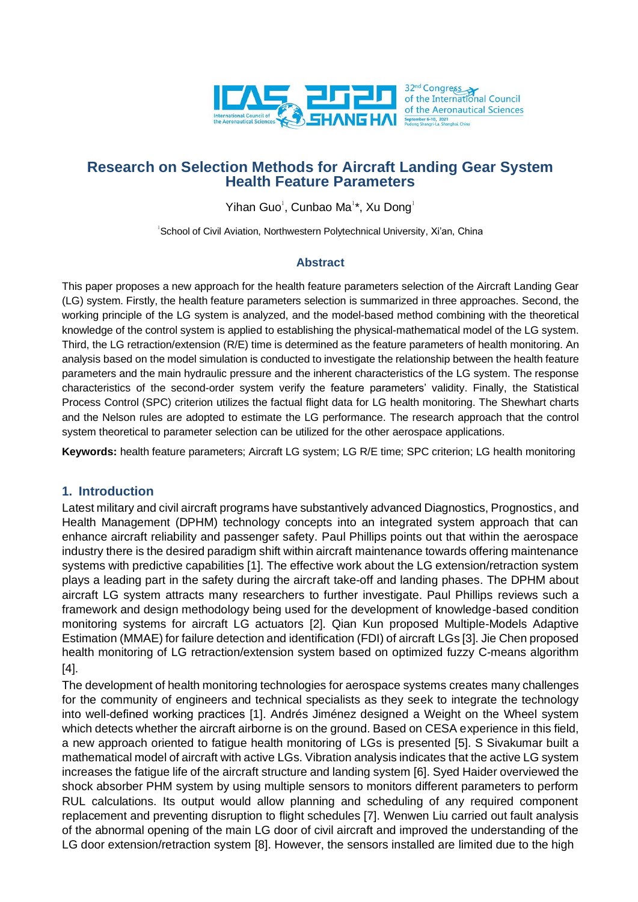# Research on Selection Methods for Aircraft Landing Gear System Health Feature Parameters

Yihan Guo[1], Cunbao Ma[1]*, Xu Dong[1]

[1]School of Civil Aviation, Northwestern Polytechnical University, Xi'an, China

## Abstract

This paper proposes a new approach for the health feature parameters selection of the Aircraft Landing Gear (LG) system. Firstly, the health feature parameters selection is summarized in three approaches. Second, the working principle of the LG system is analyzed, and the model-based method combining with the theoretical knowledge of the control system is applied to establishing the physical-mathematical model of the LG system. Third, the LG retraction/extension (R/E) time is determined as the feature parameters of health monitoring. An analysis based on the model simulation is conducted to investigate the relationship between the health feature parameters and the main hydraulic pressure and the inherent characteristics of the LG system. The response characteristics of the second-order system verify the feature parameters' validity. Finally, the Statistical Process Control (SPC) criterion utilizes the factual flight data for LG health monitoring. The Shewhart charts and the Nelson rules are adopted to estimate the LG performance. The research approach that the control system theoretical to parameter selection can be utilized for the other aerospace applications.

**Keywords:** health feature parameters; Aircraft LG system; LG R/E time; SPC criterion; LG health monitoring

## 1. Introduction

Latest military and civil aircraft programs have substantively advanced Diagnostics, Prognostics, and Health Management (DPHM) technology concepts into an integrated system approach that can enhance aircraft reliability and passenger safety. Paul Phillips points out that within the aerospace industry there is the desired paradigm shift within aircraft maintenance towards offering maintenance systems with predictive capabilities [1]. The effective work about the LG extension/retraction system plays a leading part in the safety during the aircraft take-off and landing phases. The DPHM about aircraft LG system attracts many researchers to further investigate. Paul Phillips reviews such a framework and design methodology being used for the development of knowledge-based condition monitoring systems for aircraft LG actuators [2]. Qian Kun proposed Multiple-Models Adaptive Estimation (MMAE) for failure detection and identification (FDI) of aircraft LGs [3]. Jie Chen proposed health monitoring of LG retraction/extension system based on optimized fuzzy C-means algorithm [4].

The development of health monitoring technologies for aerospace systems creates many challenges for the community of engineers and technical specialists as they seek to integrate the technology into well-defined working practices [1]. Andrés Jiménez designed a Weight on the Wheel system which detects whether the aircraft airborne is on the ground. Based on CESA experience in this field, a new approach oriented to fatigue health monitoring of LGs is presented [5]. S Sivakumar built a mathematical model of aircraft with active LGs. Vibration analysis indicates that the active LG system increases the fatigue life of the aircraft structure and landing system [6]. Syed Haider overviewed the shock absorber PHM system by using multiple sensors to monitors different parameters to perform RUL calculations. Its output would allow planning and scheduling of any required component replacement and preventing disruption to flight schedules [7]. Wenwen Liu carried out fault analysis of the abnormal opening of the main LG door of civil aircraft and improved the understanding of the LG door extension/retraction system [8]. However, the sensors installed are limited due to the high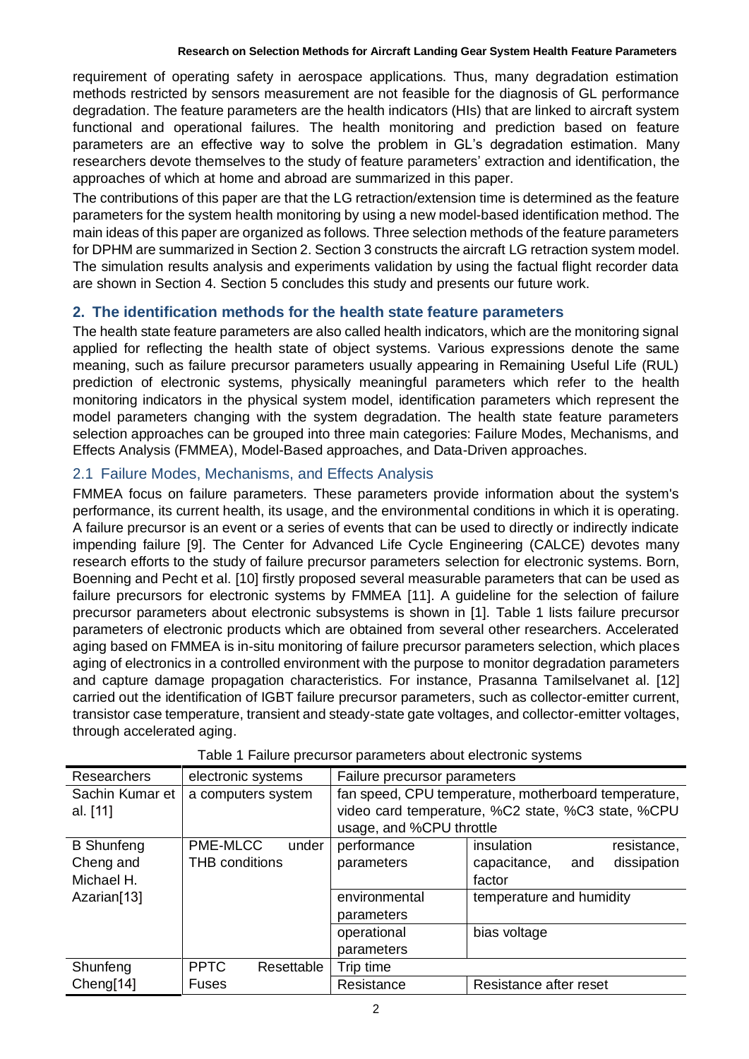requirement of operating safety in aerospace applications. Thus, many degradation estimation methods restricted by sensors measurement are not feasible for the diagnosis of GL performance degradation. The feature parameters are the health indicators (HIs) that are linked to aircraft system functional and operational failures. The health monitoring and prediction based on feature parameters are an effective way to solve the problem in GL's degradation estimation. Many researchers devote themselves to the study of feature parameters' extraction and identification, the approaches of which at home and abroad are summarized in this paper.

The contributions of this paper are that the LG retraction/extension time is determined as the feature parameters for the system health monitoring by using a new model-based identification method. The main ideas of this paper are organized as follows. Three selection methods of the feature parameters for DPHM are summarized in Section 2. Section 3 constructs the aircraft LG retraction system model. The simulation results analysis and experiments validation by using the factual flight recorder data are shown in Section 4. Section 5 concludes this study and presents our future work.

## 2. The identification methods for the health state feature parameters

The health state feature parameters are also called health indicators, which are the monitoring signal applied for reflecting the health state of object systems. Various expressions denote the same meaning, such as failure precursor parameters usually appearing in Remaining Useful Life (RUL) prediction of electronic systems, physically meaningful parameters which refer to the health monitoring indicators in the physical system model, identification parameters which represent the model parameters changing with the system degradation. The health state feature parameters selection approaches can be grouped into three main categories: Failure Modes, Mechanisms, and Effects Analysis (FMMEA), Model-Based approaches, and Data-Driven approaches.

### 2.1 Failure Modes, Mechanisms, and Effects Analysis

FMMEA focus on failure parameters. These parameters provide information about the system's performance, its current health, its usage, and the environmental conditions in which it is operating. A failure precursor is an event or a series of events that can be used to directly or indirectly indicate impending failure [9]. The Center for Advanced Life Cycle Engineering (CALCE) devotes many research efforts to the study of failure precursor parameters selection for electronic systems. Born, Boenning and Pecht et al. [10] firstly proposed several measurable parameters that can be used as failure precursors for electronic systems by FMMEA [11]. A guideline for the selection of failure precursor parameters about electronic subsystems is shown in [1]. Table 1 lists failure precursor parameters of electronic products which are obtained from several other researchers. Accelerated aging based on FMMEA is in-situ monitoring of failure precursor parameters selection, which places aging of electronics in a controlled environment with the purpose to monitor degradation parameters and capture damage propagation characteristics. For instance, Prasanna Tamilselvanet al. [12] carried out the identification of IGBT failure precursor parameters, such as collector-emitter current, transistor case temperature, transient and steady-state gate voltages, and collector-emitter voltages, through accelerated aging.

Table 1 Failure precursor parameters about electronic systems

| Researchers | electronic systems | Failure precursor parameters | |
|---|---|---|---|
| Sachin Kumar et al. [11] | a computers system | fan speed, CPU temperature, motherboard temperature, video card temperature, %C2 state, %C3 state, %CPU usage, and %CPU throttle | |
| B Shunfeng Cheng and Michael H. Azarian[13] | PME-MLCC under THB conditions | performance parameters | insulation resistance, capacitance, and dissipation factor |
| | | environmental parameters | temperature and humidity |
| | | operational parameters | bias voltage |
| Shunfeng Cheng[14] | PPTC Resettable Fuses | Trip time | |
| | | Resistance | Resistance after reset |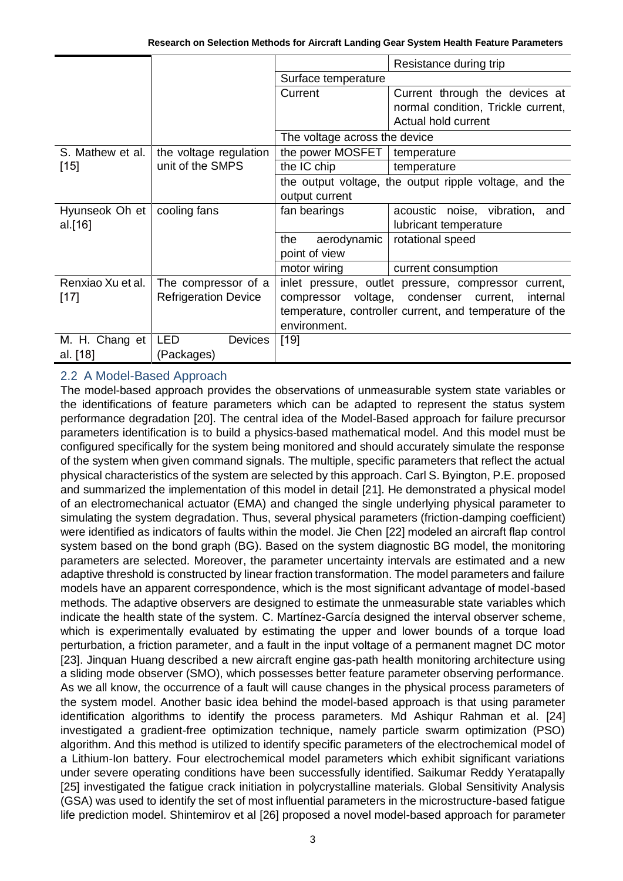| | | | |
|---|---|---|---|
| | | | Resistance during trip |
| | | Surface temperature | |
| | | Current | Current through the devices at normal condition, Trickle current, Actual hold current |
| | | The voltage across the device | |
| S. Mathew et al. [15] | the voltage regulation unit of the SMPS | the power MOSFET | temperature |
| | | the IC chip | temperature |
| | | the output voltage, the output ripple voltage, and the output current | |
| Hyunseok Oh et al.[16] | cooling fans | fan bearings | acoustic noise, vibration, and lubricant temperature |
| | | the aerodynamic point of view | rotational speed |
| | | motor wiring | current consumption |
| Renxiao Xu et al. [17] | The compressor of a Refrigeration Device | inlet pressure, outlet pressure, compressor current, compressor voltage, condenser current, internal temperature, controller current, and temperature of the environment. | |
| M. H. Chang et al. [18] | LED Devices (Packages) | [19] | |

## 2.2 A Model-Based Approach

The model-based approach provides the observations of unmeasurable system state variables or the identifications of feature parameters which can be adapted to represent the status system performance degradation [20]. The central idea of the Model-Based approach for failure precursor parameters identification is to build a physics-based mathematical model. And this model must be configured specifically for the system being monitored and should accurately simulate the response of the system when given command signals. The multiple, specific parameters that reflect the actual physical characteristics of the system are selected by this approach. Carl S. Byington, P.E. proposed and summarized the implementation of this model in detail [21]. He demonstrated a physical model of an electromechanical actuator (EMA) and changed the single underlying physical parameter to simulating the system degradation. Thus, several physical parameters (friction-damping coefficient) were identified as indicators of faults within the model. Jie Chen [22] modeled an aircraft flap control system based on the bond graph (BG). Based on the system diagnostic BG model, the monitoring parameters are selected. Moreover, the parameter uncertainty intervals are estimated and a new adaptive threshold is constructed by linear fraction transformation. The model parameters and failure models have an apparent correspondence, which is the most significant advantage of model-based methods. The adaptive observers are designed to estimate the unmeasurable state variables which indicate the health state of the system. C. Martínez-García designed the interval observer scheme, which is experimentally evaluated by estimating the upper and lower bounds of a torque load perturbation, a friction parameter, and a fault in the input voltage of a permanent magnet DC motor [23]. Jinquan Huang described a new aircraft engine gas-path health monitoring architecture using a sliding mode observer (SMO), which possesses better feature parameter observing performance. As we all know, the occurrence of a fault will cause changes in the physical process parameters of the system model. Another basic idea behind the model-based approach is that using parameter identification algorithms to identify the process parameters. Md Ashiqur Rahman et al. [24] investigated a gradient-free optimization technique, namely particle swarm optimization (PSO) algorithm. And this method is utilized to identify specific parameters of the electrochemical model of a Lithium-Ion battery. Four electrochemical model parameters which exhibit significant variations under severe operating conditions have been successfully identified. Saikumar Reddy Yeratapally [25] investigated the fatigue crack initiation in polycrystalline materials. Global Sensitivity Analysis (GSA) was used to identify the set of most influential parameters in the microstructure-based fatigue life prediction model. Shintemirov et al [26] proposed a novel model-based approach for parameter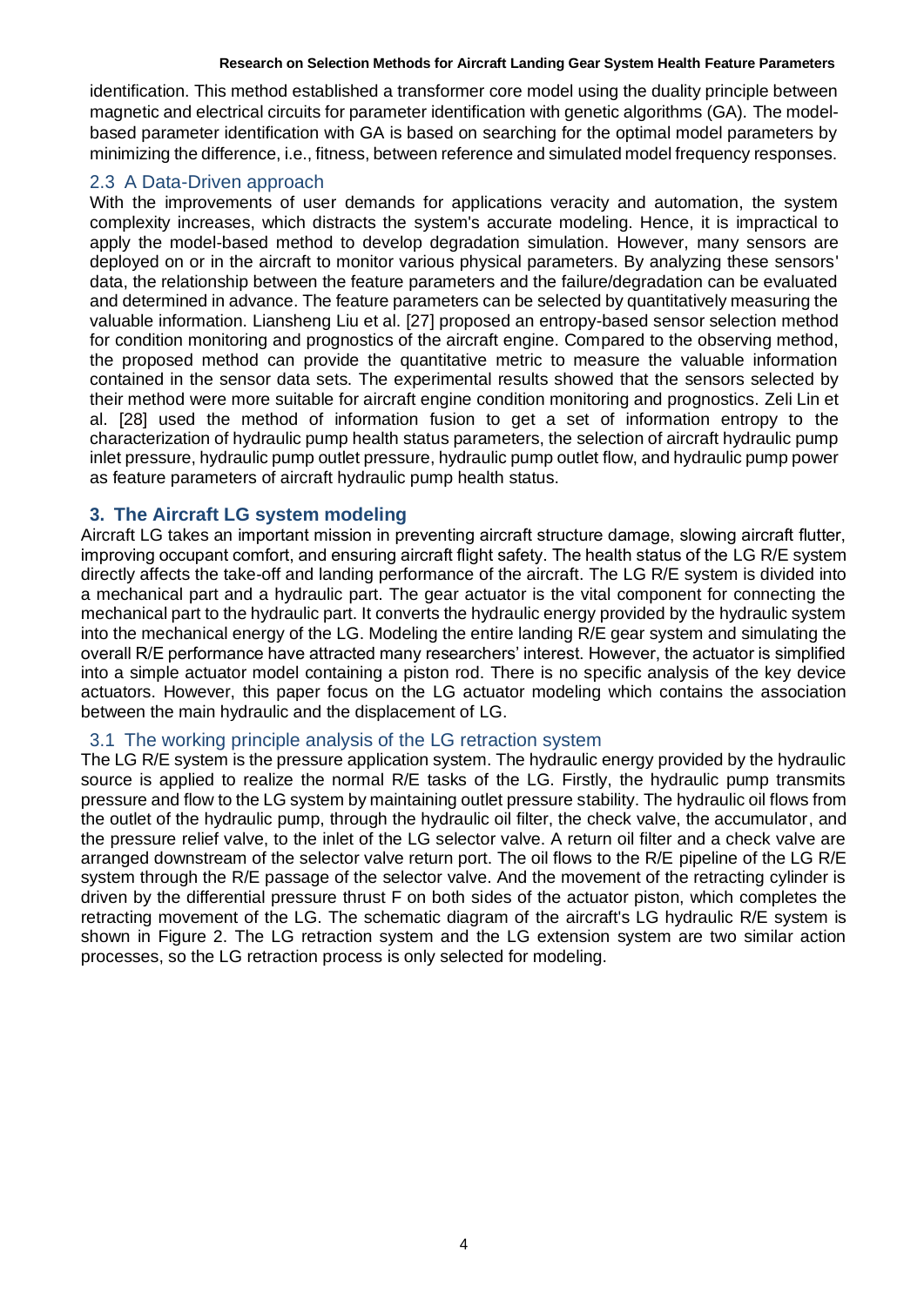identification. This method established a transformer core model using the duality principle between magnetic and electrical circuits for parameter identification with genetic algorithms (GA). The model-based parameter identification with GA is based on searching for the optimal model parameters by minimizing the difference, i.e., fitness, between reference and simulated model frequency responses.

### 2.3 A Data-Driven approach

With the improvements of user demands for applications veracity and automation, the system complexity increases, which distracts the system's accurate modeling. Hence, it is impractical to apply the model-based method to develop degradation simulation. However, many sensors are deployed on or in the aircraft to monitor various physical parameters. By analyzing these sensors' data, the relationship between the feature parameters and the failure/degradation can be evaluated and determined in advance. The feature parameters can be selected by quantitatively measuring the valuable information. Liansheng Liu et al. [27] proposed an entropy-based sensor selection method for condition monitoring and prognostics of the aircraft engine. Compared to the observing method, the proposed method can provide the quantitative metric to measure the valuable information contained in the sensor data sets. The experimental results showed that the sensors selected by their method were more suitable for aircraft engine condition monitoring and prognostics. Zeli Lin et al. [28] used the method of information fusion to get a set of information entropy to the characterization of hydraulic pump health status parameters, the selection of aircraft hydraulic pump inlet pressure, hydraulic pump outlet pressure, hydraulic pump outlet flow, and hydraulic pump power as feature parameters of aircraft hydraulic pump health status.

## 3. The Aircraft LG system modeling

Aircraft LG takes an important mission in preventing aircraft structure damage, slowing aircraft flutter, improving occupant comfort, and ensuring aircraft flight safety. The health status of the LG R/E system directly affects the take-off and landing performance of the aircraft. The LG R/E system is divided into a mechanical part and a hydraulic part. The gear actuator is the vital component for connecting the mechanical part to the hydraulic part. It converts the hydraulic energy provided by the hydraulic system into the mechanical energy of the LG. Modeling the entire landing R/E gear system and simulating the overall R/E performance have attracted many researchers' interest. However, the actuator is simplified into a simple actuator model containing a piston rod. There is no specific analysis of the key device actuators. However, this paper focus on the LG actuator modeling which contains the association between the main hydraulic and the displacement of LG.

### 3.1 The working principle analysis of the LG retraction system

The LG R/E system is the pressure application system. The hydraulic energy provided by the hydraulic source is applied to realize the normal R/E tasks of the LG. Firstly, the hydraulic pump transmits pressure and flow to the LG system by maintaining outlet pressure stability. The hydraulic oil flows from the outlet of the hydraulic pump, through the hydraulic oil filter, the check valve, the accumulator, and the pressure relief valve, to the inlet of the LG selector valve. A return oil filter and a check valve are arranged downstream of the selector valve return port. The oil flows to the R/E pipeline of the LG R/E system through the R/E passage of the selector valve. And the movement of the retracting cylinder is driven by the differential pressure thrust F on both sides of the actuator piston, which completes the retracting movement of the LG. The schematic diagram of the aircraft's LG hydraulic R/E system is shown in Figure 2. The LG retraction system and the LG extension system are two similar action processes, so the LG retraction process is only selected for modeling.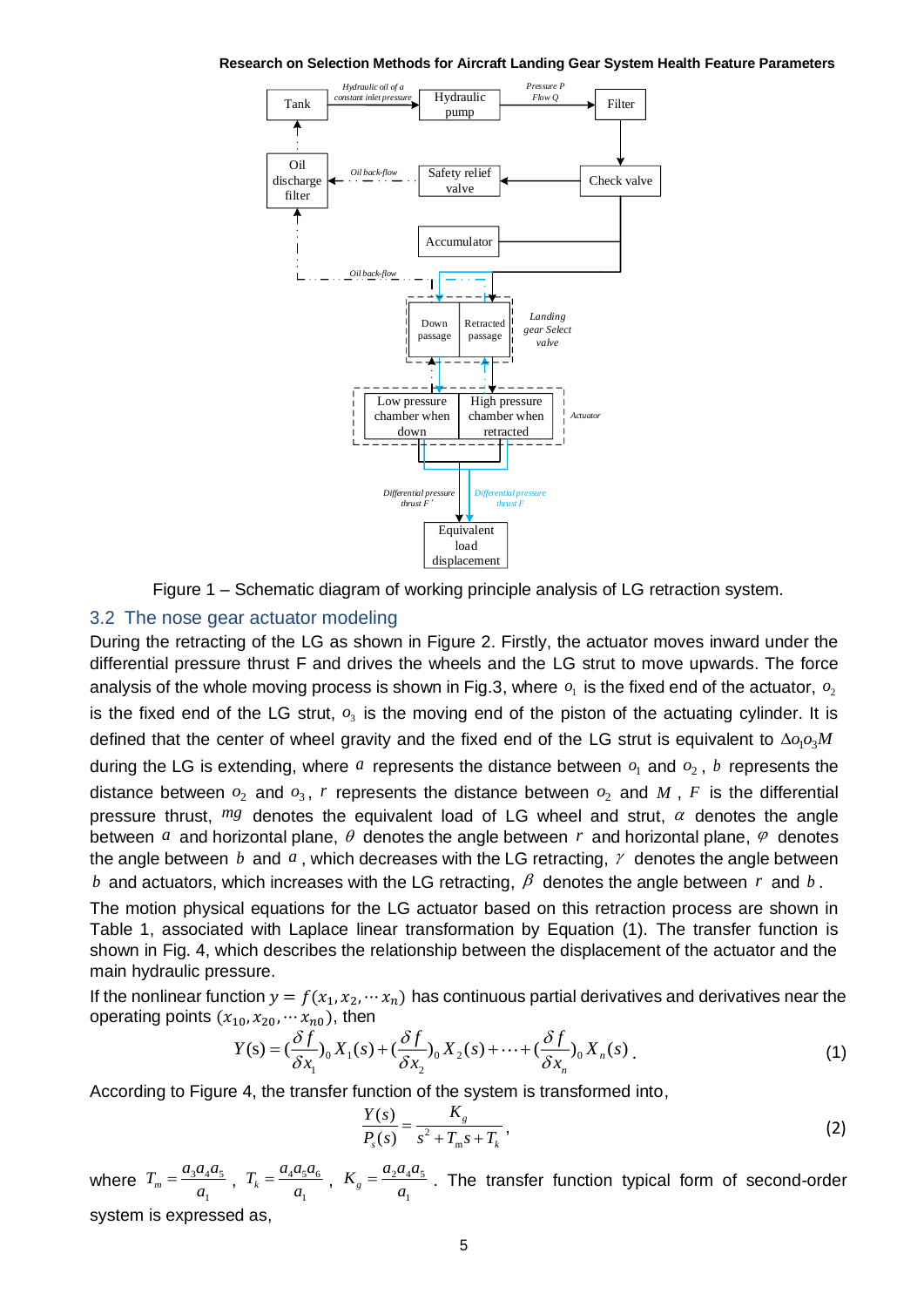Figure 1 – Schematic diagram of working principle analysis of LG retraction system.

## 3.2 The nose gear actuator modeling

During the retracting of the LG as shown in Figure 2. Firstly, the actuator moves inward under the differential pressure thrust F and drives the wheels and the LG strut to move upwards. The force analysis of the whole moving process is shown in Fig.3, where $o_1$ is the fixed end of the actuator, $o_2$ is the fixed end of the LG strut, $o_3$ is the moving end of the piston of the actuating cylinder. It is defined that the center of wheel gravity and the fixed end of the LG strut is equivalent to $\Delta o_1 o_3 M$ during the LG is extending, where $a$ represents the distance between $o_1$ and $o_2$, $b$ represents the distance between $o_2$ and $o_3$, $r$ represents the distance between $o_2$ and $M$, $F$ is the differential pressure thrust, $mg$ denotes the equivalent load of LG wheel and strut, $\alpha$ denotes the angle between $a$ and horizontal plane, $\theta$ denotes the angle between $r$ and horizontal plane, $\varphi$ denotes the angle between $b$ and $a$, which decreases with the LG retracting, $\gamma$ denotes the angle between $b$ and actuators, which increases with the LG retracting, $\beta$ denotes the angle between $r$ and $b$.

The motion physical equations for the LG actuator based on this retraction process are shown in Table 1, associated with Laplace linear transformation by Equation (1). The transfer function is shown in Fig. 4, which describes the relationship between the displacement of the actuator and the main hydraulic pressure.

If the nonlinear function $y = f(x_1, x_2, \cdots x_n)$ has continuous partial derivatives and derivatives near the operating points $(x_{10}, x_{20}, \cdots x_{n0})$, then

$$Y(s) = \left(\frac{\delta f}{\delta x_1}\right)_0 X_1(s) + \left(\frac{\delta f}{\delta x_2}\right)_0 X_2(s) + \cdots + \left(\frac{\delta f}{\delta x_n}\right)_0 X_n(s) \,. \tag{1}$$

According to Figure 4, the transfer function of the system is transformed into,

$$\frac{Y(s)}{P_s(s)} = \frac{K_g}{s^2 + T_m s + T_k} \,, \tag{2}$$

where $T_m = \dfrac{a_3 a_4 a_5}{a_1}$, $T_k = \dfrac{a_4 a_5 a_6}{a_1}$, $K_g = \dfrac{a_2 a_4 a_5}{a_1}$. The transfer function typical form of second-order system is expressed as,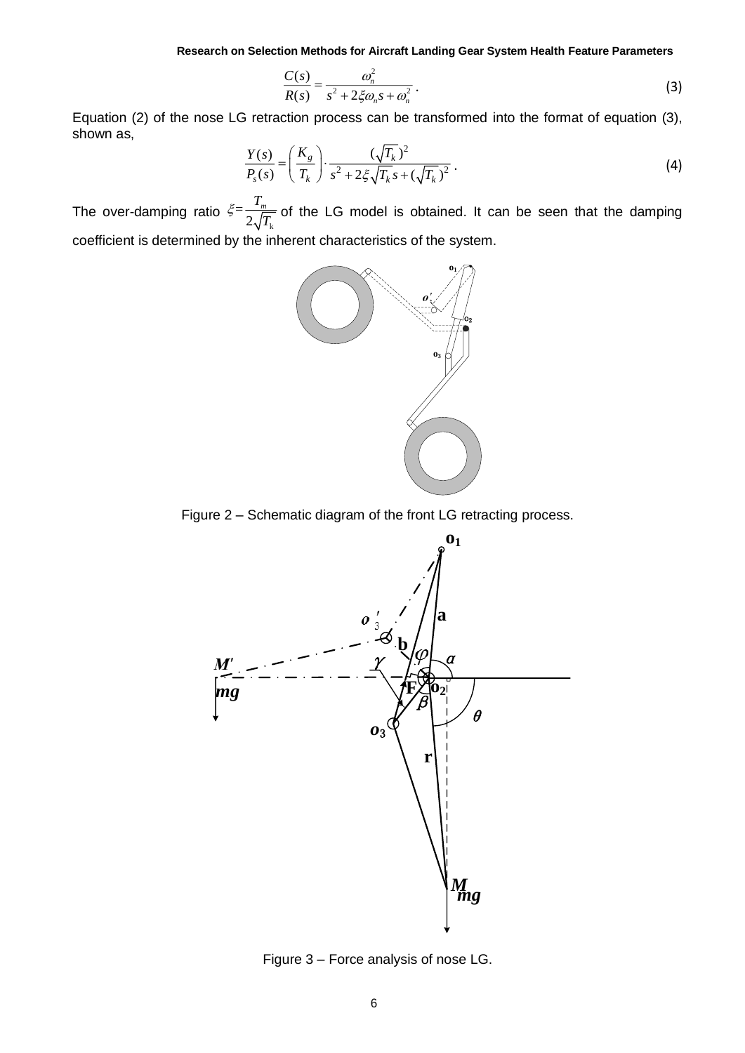$$\frac{C(s)}{R(s)} = \frac{\omega_n^2}{s^2 + 2\xi\omega_n s + \omega_n^2}. \tag{3}$$

Equation (2) of the nose LG retraction process can be transformed into the format of equation (3), shown as,

$$\frac{Y(s)}{P_s(s)} = \left(\frac{K_g}{T_k}\right) \cdot \frac{(\sqrt{T_k})^2}{s^2 + 2\xi\sqrt{T_k}s + (\sqrt{T_k})^2}. \tag{4}$$

The over-damping ratio $\xi = \frac{T_m}{2\sqrt{T_k}}$ of the LG model is obtained. It can be seen that the damping coefficient is determined by the inherent characteristics of the system.

Figure 2 – Schematic diagram of the front LG retracting process.

Figure 3 – Force analysis of nose LG.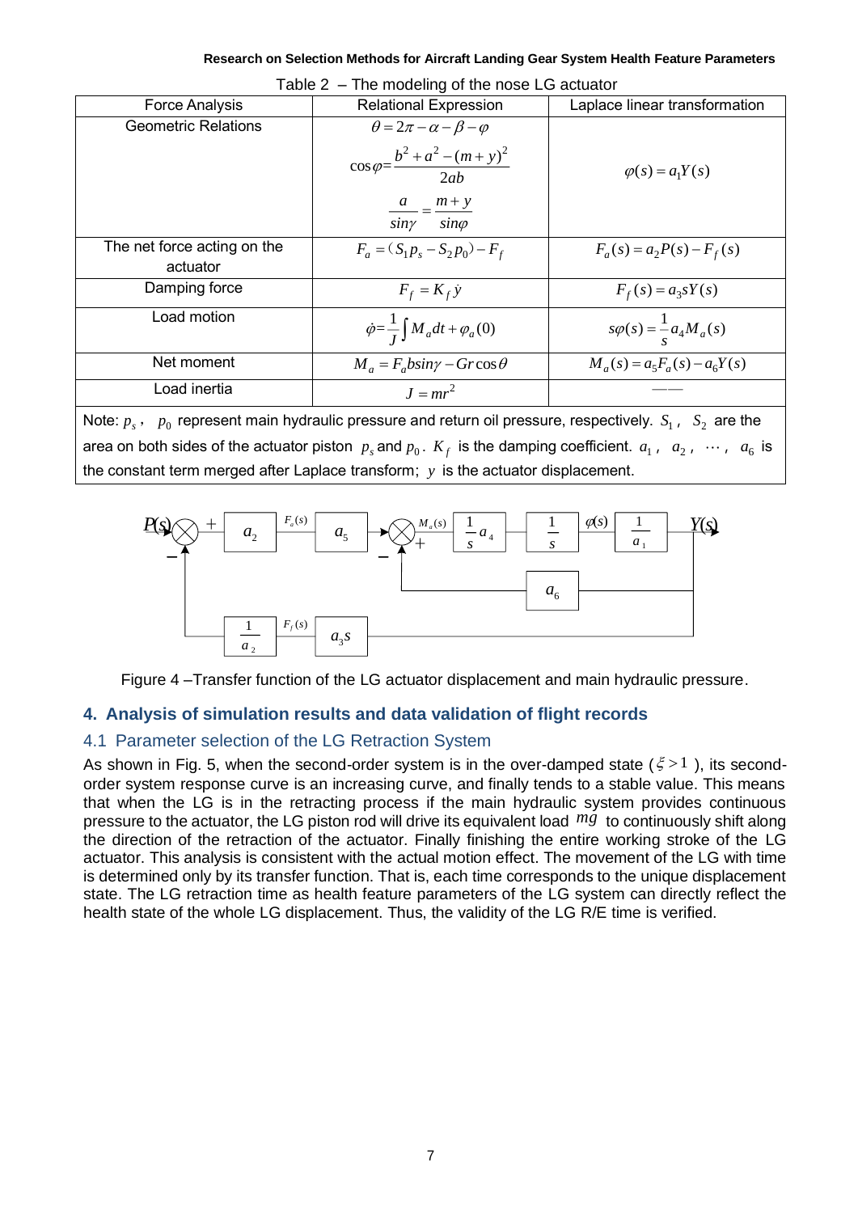Table 2 – The modeling of the nose LG actuator

| Force Analysis | Relational Expression | Laplace linear transformation |
| --- | --- | --- |
| Geometric Relations | $\theta = 2\pi - \alpha - \beta - \varphi$ <br> $\cos\varphi = \dfrac{b^2 + a^2 - (m+y)^2}{2ab}$ <br> $\dfrac{a}{sin\gamma} = \dfrac{m+y}{sin\varphi}$ | $\varphi(s) = a_1 Y(s)$ |
| The net force acting on the actuator | $F_a = (S_1 p_s - S_2 p_0) - F_f$ | $F_a(s) = a_2 P(s) - F_f(s)$ |
| Damping force | $F_f = K_f \dot{y}$ | $F_f(s) = a_3 s Y(s)$ |
| Load motion | $\dot{\varphi} = \dfrac{1}{J}\int M_a dt + \varphi_a(0)$ | $s\varphi(s) = \dfrac{1}{s} a_4 M_a(s)$ |
| Net moment | $M_a = F_a b sin\gamma - Gr\cos\theta$ | $M_a(s) = a_5 F_a(s) - a_6 Y(s)$ |
| Load inertia | $J = mr^2$ | —— |

Note: $p_s$, $p_0$ represent main hydraulic pressure and return oil pressure, respectively. $S_1$, $S_2$ are the area on both sides of the actuator piston $p_s$ and $p_0$. $K_f$ is the damping coefficient. $a_1$, $a_2$, $\cdots$, $a_6$ is the constant term merged after Laplace transform; $y$ is the actuator displacement.

Figure 4 –Transfer function of the LG actuator displacement and main hydraulic pressure.

## 4. Analysis of simulation results and data validation of flight records

### 4.1 Parameter selection of the LG Retraction System

As shown in Fig. 5, when the second-order system is in the over-damped state ($\xi > 1$), its second-order system response curve is an increasing curve, and finally tends to a stable value. This means that when the LG is in the retracting process if the main hydraulic system provides continuous pressure to the actuator, the LG piston rod will drive its equivalent load $mg$ to continuously shift along the direction of the retraction of the actuator. Finally finishing the entire working stroke of the LG actuator. This analysis is consistent with the actual motion effect. The movement of the LG with time is determined only by its transfer function. That is, each time corresponds to the unique displacement state. The LG retraction time as health feature parameters of the LG system can directly reflect the health state of the whole LG displacement. Thus, the validity of the LG R/E time is verified.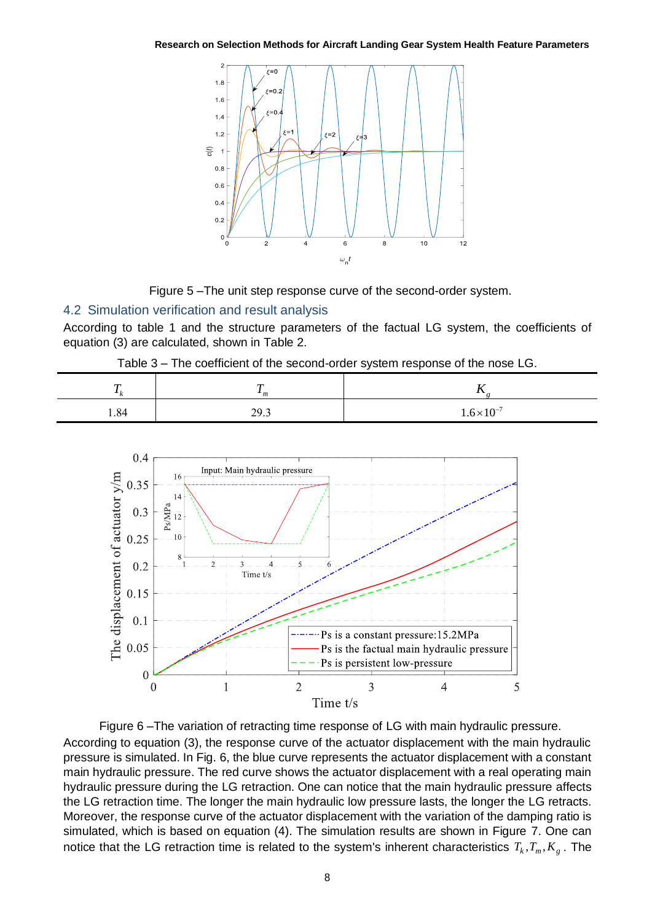Figure 5 –The unit step response curve of the second-order system.

## 4.2 Simulation verification and result analysis

According to table 1 and the structure parameters of the factual LG system, the coefficients of equation (3) are calculated, shown in Table 2.

Table 3 – The coefficient of the second-order system response of the nose LG.

| $T_k$ | $T_m$ | $K_g$ |
|---|---|---|
| 1.84 | 29.3 | $1.6\times10^{-7}$ |

Figure 6 –The variation of retracting time response of LG with main hydraulic pressure.

According to equation (3), the response curve of the actuator displacement with the main hydraulic pressure is simulated. In Fig. 6, the blue curve represents the actuator displacement with a constant main hydraulic pressure. The red curve shows the actuator displacement with a real operating main hydraulic pressure during the LG retraction. One can notice that the main hydraulic pressure affects the LG retraction time. The longer the main hydraulic low pressure lasts, the longer the LG retracts. Moreover, the response curve of the actuator displacement with the variation of the damping ratio is simulated, which is based on equation (4). The simulation results are shown in Figure 7. One can notice that the LG retraction time is related to the system's inherent characteristics $T_k, T_m, K_g$. The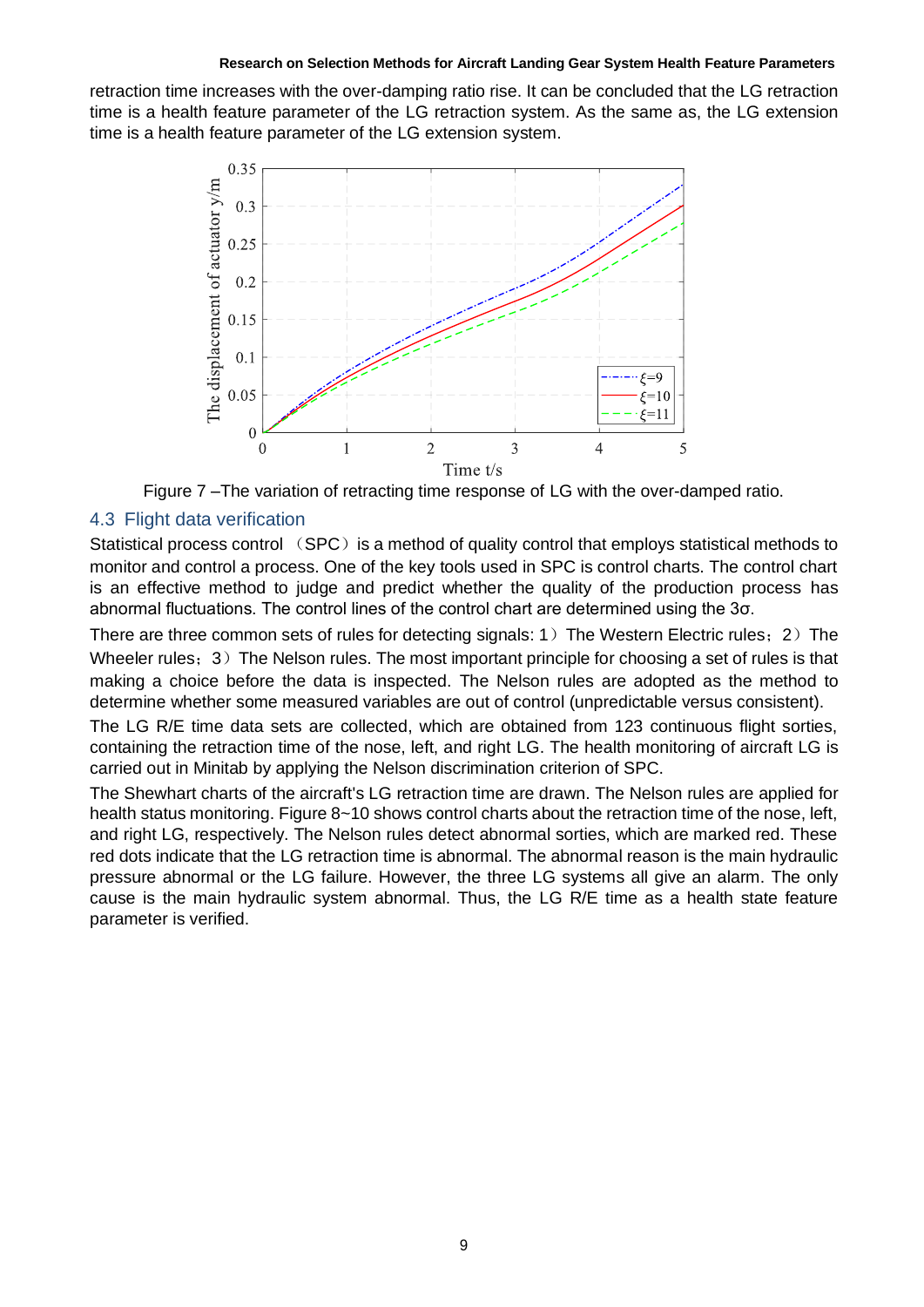retraction time increases with the over-damping ratio rise. It can be concluded that the LG retraction time is a health feature parameter of the LG retraction system. As the same as, the LG extension time is a health feature parameter of the LG extension system.

Figure 7 –The variation of retracting time response of LG with the over-damped ratio.

## 4.3 Flight data verification

Statistical process control （SPC）is a method of quality control that employs statistical methods to monitor and control a process. One of the key tools used in SPC is control charts. The control chart is an effective method to judge and predict whether the quality of the production process has abnormal fluctuations. The control lines of the control chart are determined using the 3σ.

There are three common sets of rules for detecting signals: 1）The Western Electric rules；2）The Wheeler rules；3）The Nelson rules. The most important principle for choosing a set of rules is that making a choice before the data is inspected. The Nelson rules are adopted as the method to determine whether some measured variables are out of control (unpredictable versus consistent).

The LG R/E time data sets are collected, which are obtained from 123 continuous flight sorties, containing the retraction time of the nose, left, and right LG. The health monitoring of aircraft LG is carried out in Minitab by applying the Nelson discrimination criterion of SPC.

The Shewhart charts of the aircraft's LG retraction time are drawn. The Nelson rules are applied for health status monitoring. Figure 8~10 shows control charts about the retraction time of the nose, left, and right LG, respectively. The Nelson rules detect abnormal sorties, which are marked red. These red dots indicate that the LG retraction time is abnormal. The abnormal reason is the main hydraulic pressure abnormal or the LG failure. However, the three LG systems all give an alarm. The only cause is the main hydraulic system abnormal. Thus, the LG R/E time as a health state feature parameter is verified.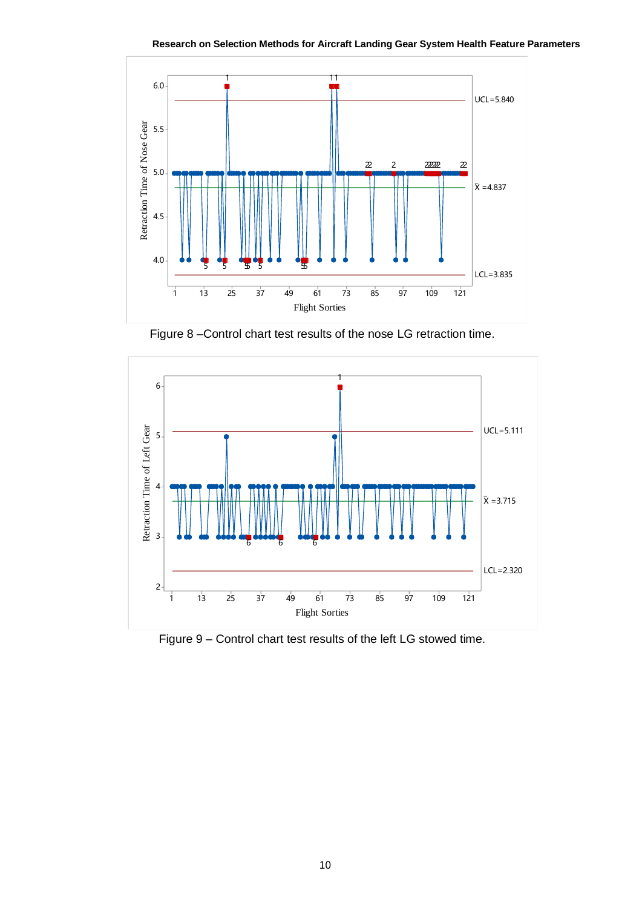Figure 8 –Control chart test results of the nose LG retraction time.

Figure 9 – Control chart test results of the left LG stowed time.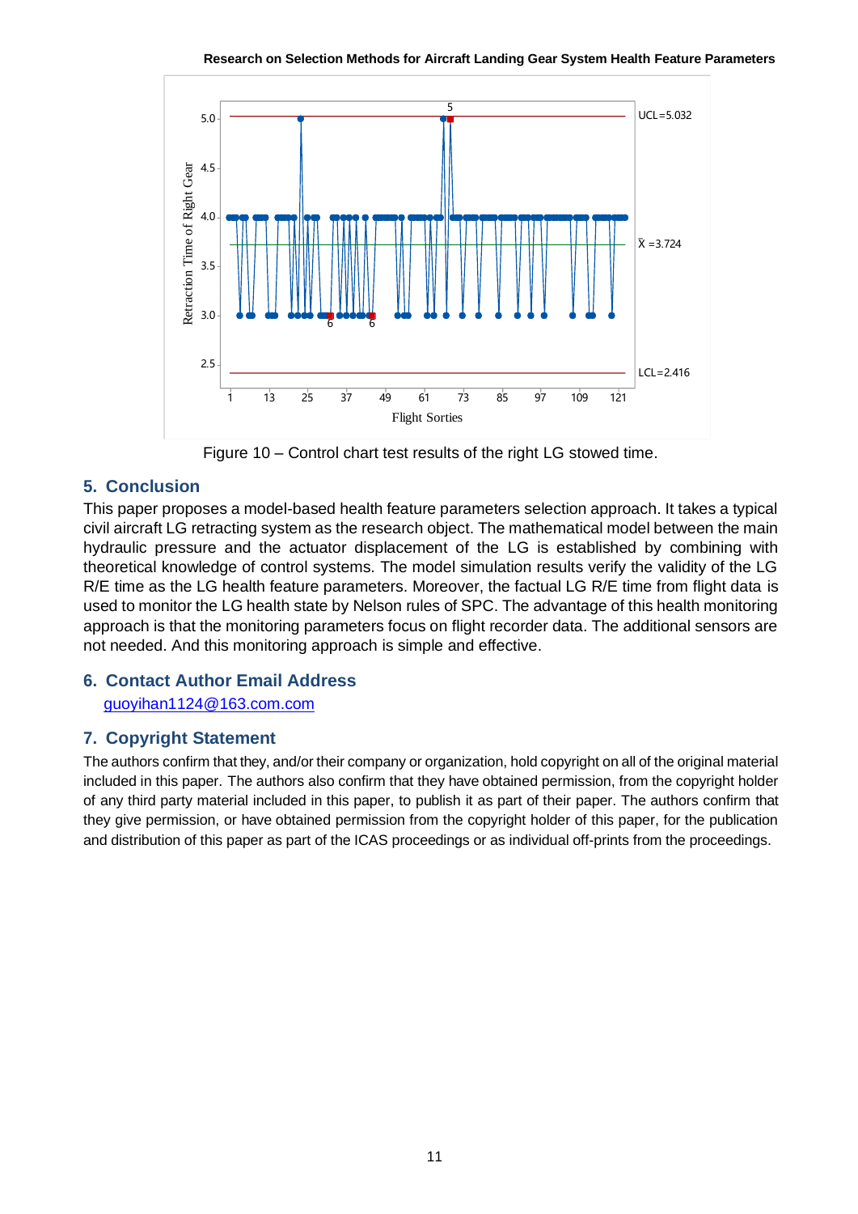Figure 10 – Control chart test results of the right LG stowed time.

## 5. Conclusion

This paper proposes a model-based health feature parameters selection approach. It takes a typical civil aircraft LG retracting system as the research object. The mathematical model between the main hydraulic pressure and the actuator displacement of the LG is established by combining with theoretical knowledge of control systems. The model simulation results verify the validity of the LG R/E time as the LG health feature parameters. Moreover, the factual LG R/E time from flight data is used to monitor the LG health state by Nelson rules of SPC. The advantage of this health monitoring approach is that the monitoring parameters focus on flight recorder data. The additional sensors are not needed. And this monitoring approach is simple and effective.

## 6. Contact Author Email Address

guoyihan1124@163.com.com

## 7. Copyright Statement

The authors confirm that they, and/or their company or organization, hold copyright on all of the original material included in this paper. The authors also confirm that they have obtained permission, from the copyright holder of any third party material included in this paper, to publish it as part of their paper. The authors confirm that they give permission, or have obtained permission from the copyright holder of this paper, for the publication and distribution of this paper as part of the ICAS proceedings or as individual off-prints from the proceedings.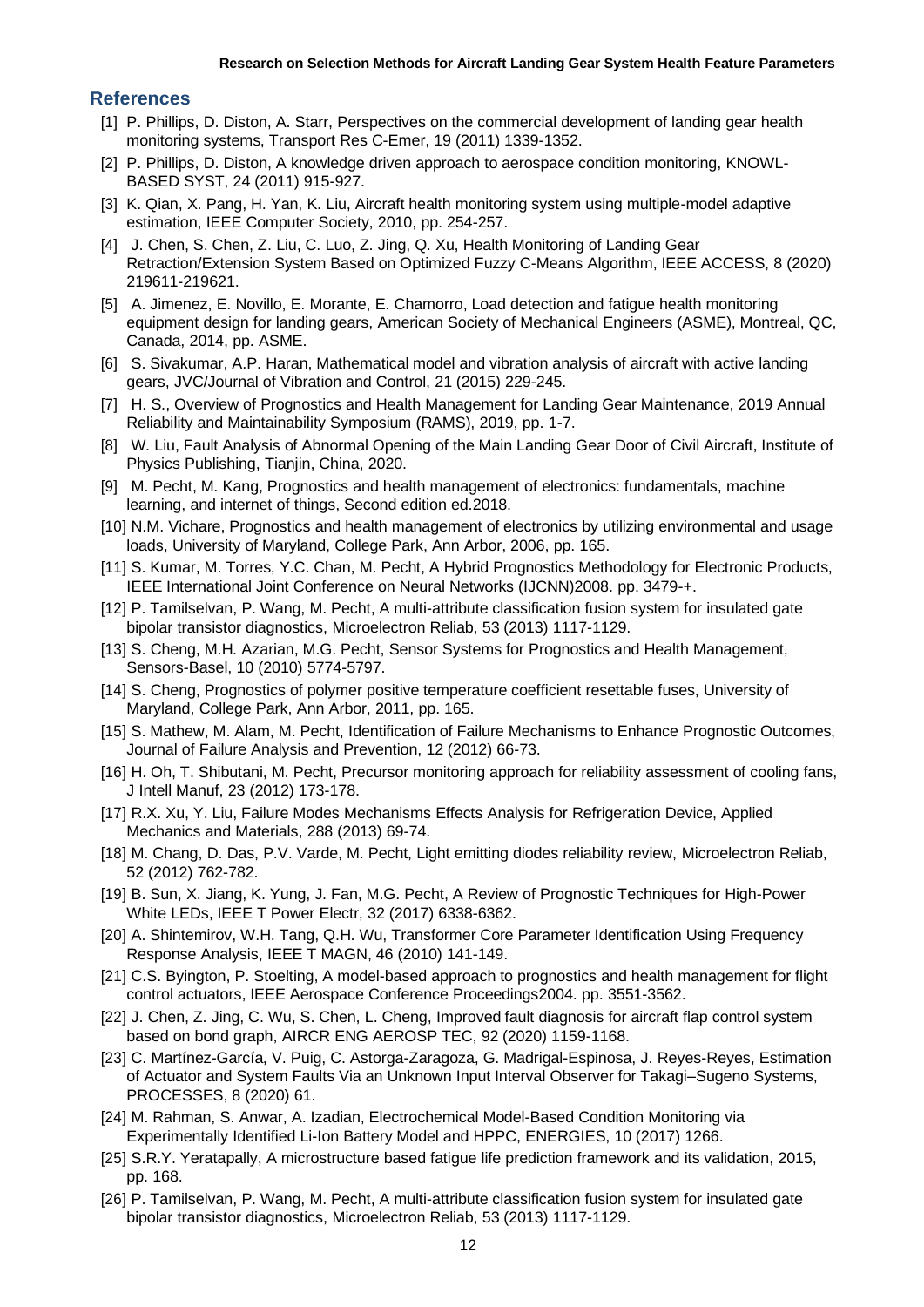## References

[1] P. Phillips, D. Diston, A. Starr, Perspectives on the commercial development of landing gear health monitoring systems, Transport Res C-Emer, 19 (2011) 1339-1352.

[2] P. Phillips, D. Diston, A knowledge driven approach to aerospace condition monitoring, KNOWL-BASED SYST, 24 (2011) 915-927.

[3] K. Qian, X. Pang, H. Yan, K. Liu, Aircraft health monitoring system using multiple-model adaptive estimation, IEEE Computer Society, 2010, pp. 254-257.

[4] J. Chen, S. Chen, Z. Liu, C. Luo, Z. Jing, Q. Xu, Health Monitoring of Landing Gear Retraction/Extension System Based on Optimized Fuzzy C-Means Algorithm, IEEE ACCESS, 8 (2020) 219611-219621.

[5] A. Jimenez, E. Novillo, E. Morante, E. Chamorro, Load detection and fatigue health monitoring equipment design for landing gears, American Society of Mechanical Engineers (ASME), Montreal, QC, Canada, 2014, pp. ASME.

[6] S. Sivakumar, A.P. Haran, Mathematical model and vibration analysis of aircraft with active landing gears, JVC/Journal of Vibration and Control, 21 (2015) 229-245.

[7] H. S., Overview of Prognostics and Health Management for Landing Gear Maintenance, 2019 Annual Reliability and Maintainability Symposium (RAMS), 2019, pp. 1-7.

[8] W. Liu, Fault Analysis of Abnormal Opening of the Main Landing Gear Door of Civil Aircraft, Institute of Physics Publishing, Tianjin, China, 2020.

[9] M. Pecht, M. Kang, Prognostics and health management of electronics: fundamentals, machine learning, and internet of things, Second edition ed.2018.

[10] N.M. Vichare, Prognostics and health management of electronics by utilizing environmental and usage loads, University of Maryland, College Park, Ann Arbor, 2006, pp. 165.

[11] S. Kumar, M. Torres, Y.C. Chan, M. Pecht, A Hybrid Prognostics Methodology for Electronic Products, IEEE International Joint Conference on Neural Networks (IJCNN)2008. pp. 3479-+.

[12] P. Tamilselvan, P. Wang, M. Pecht, A multi-attribute classification fusion system for insulated gate bipolar transistor diagnostics, Microelectron Reliab, 53 (2013) 1117-1129.

[13] S. Cheng, M.H. Azarian, M.G. Pecht, Sensor Systems for Prognostics and Health Management, Sensors-Basel, 10 (2010) 5774-5797.

[14] S. Cheng, Prognostics of polymer positive temperature coefficient resettable fuses, University of Maryland, College Park, Ann Arbor, 2011, pp. 165.

[15] S. Mathew, M. Alam, M. Pecht, Identification of Failure Mechanisms to Enhance Prognostic Outcomes, Journal of Failure Analysis and Prevention, 12 (2012) 66-73.

[16] H. Oh, T. Shibutani, M. Pecht, Precursor monitoring approach for reliability assessment of cooling fans, J Intell Manuf, 23 (2012) 173-178.

[17] R.X. Xu, Y. Liu, Failure Modes Mechanisms Effects Analysis for Refrigeration Device, Applied Mechanics and Materials, 288 (2013) 69-74.

[18] M. Chang, D. Das, P.V. Varde, M. Pecht, Light emitting diodes reliability review, Microelectron Reliab, 52 (2012) 762-782.

[19] B. Sun, X. Jiang, K. Yung, J. Fan, M.G. Pecht, A Review of Prognostic Techniques for High-Power White LEDs, IEEE T Power Electr, 32 (2017) 6338-6362.

[20] A. Shintemirov, W.H. Tang, Q.H. Wu, Transformer Core Parameter Identification Using Frequency Response Analysis, IEEE T MAGN, 46 (2010) 141-149.

[21] C.S. Byington, P. Stoelting, A model-based approach to prognostics and health management for flight control actuators, IEEE Aerospace Conference Proceedings2004. pp. 3551-3562.

[22] J. Chen, Z. Jing, C. Wu, S. Chen, L. Cheng, Improved fault diagnosis for aircraft flap control system based on bond graph, AIRCR ENG AEROSP TEC, 92 (2020) 1159-1168.

[23] C. Martínez-García, V. Puig, C. Astorga-Zaragoza, G. Madrigal-Espinosa, J. Reyes-Reyes, Estimation of Actuator and System Faults Via an Unknown Input Interval Observer for Takagi–Sugeno Systems, PROCESSES, 8 (2020) 61.

[24] M. Rahman, S. Anwar, A. Izadian, Electrochemical Model-Based Condition Monitoring via Experimentally Identified Li-Ion Battery Model and HPPC, ENERGIES, 10 (2017) 1266.

[25] S.R.Y. Yeratapally, A microstructure based fatigue life prediction framework and its validation, 2015, pp. 168.

[26] P. Tamilselvan, P. Wang, M. Pecht, A multi-attribute classification fusion system for insulated gate bipolar transistor diagnostics, Microelectron Reliab, 53 (2013) 1117-1129.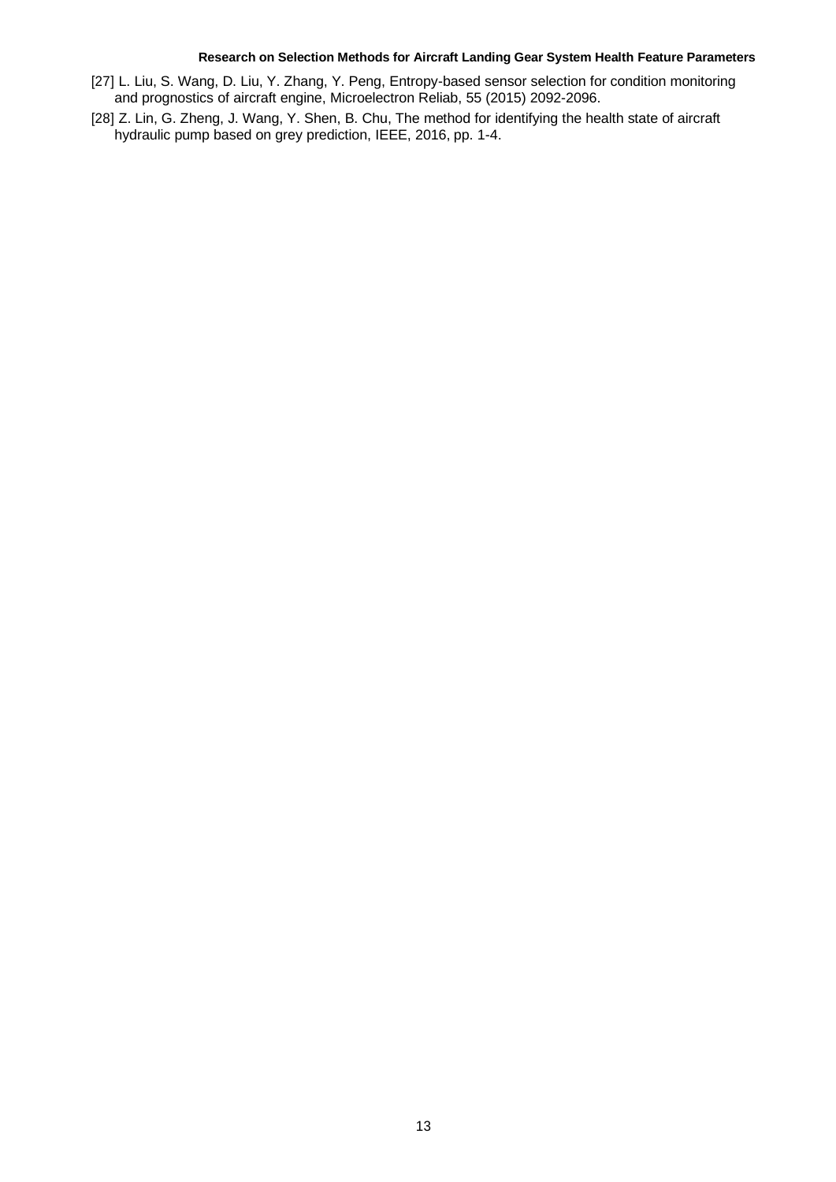[27] L. Liu, S. Wang, D. Liu, Y. Zhang, Y. Peng, Entropy-based sensor selection for condition monitoring and prognostics of aircraft engine, Microelectron Reliab, 55 (2015) 2092-2096.

[28] Z. Lin, G. Zheng, J. Wang, Y. Shen, B. Chu, The method for identifying the health state of aircraft hydraulic pump based on grey prediction, IEEE, 2016, pp. 1-4.